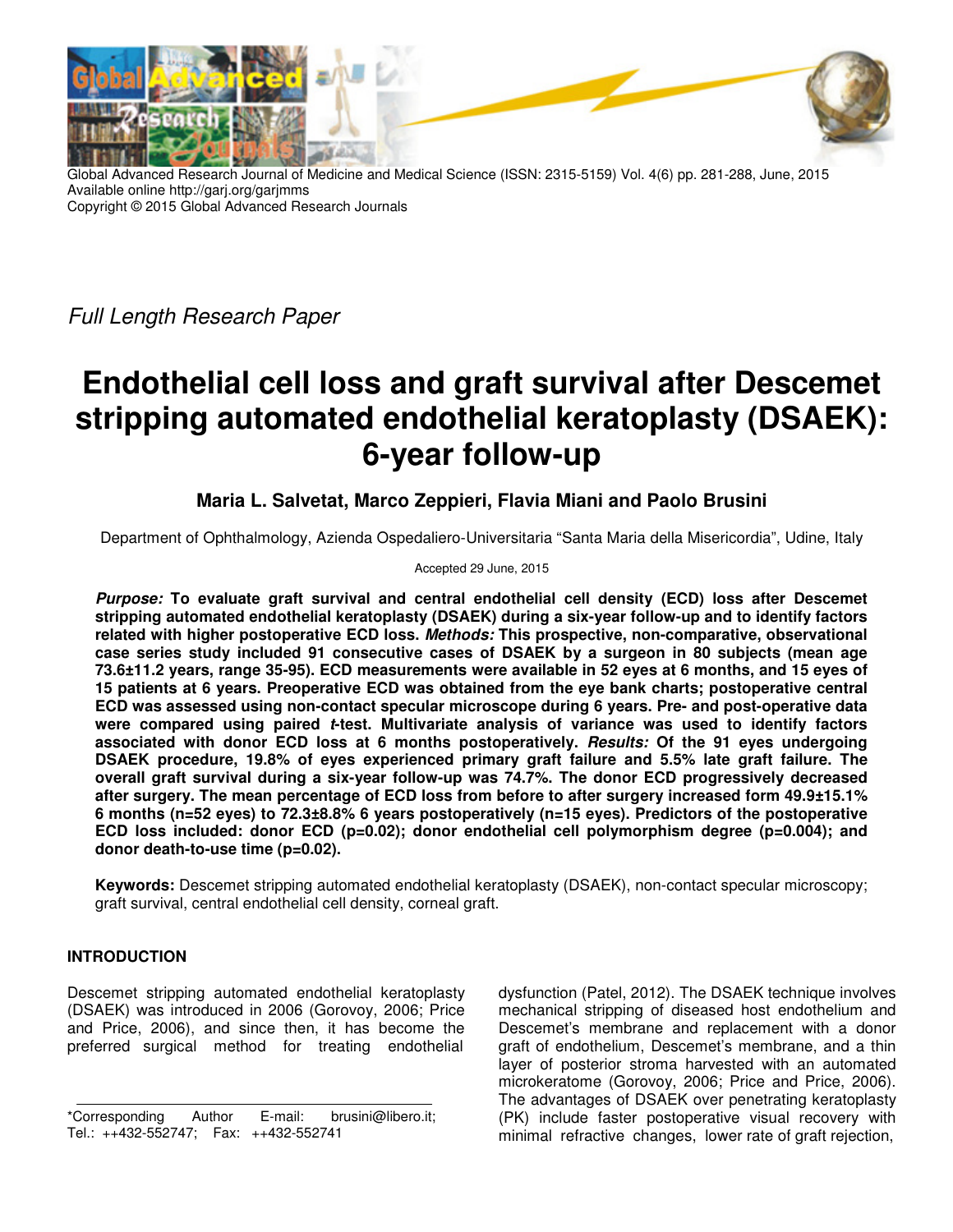Global Advanced Research Journal of Medicine and Medical Science (ISSN: 2315-5159) Vol. 4(6) pp. 281-288, June, 2015
Available online http://garj.org/garjmms
Copyright © 2015 Global Advanced Research Journals

*Full Length Research Paper*

# Endothelial cell loss and graft survival after Descemet stripping automated endothelial keratoplasty (DSAEK): 6-year follow-up

**Maria L. Salvetat, Marco Zeppieri, Flavia Miani and Paolo Brusini**

Department of Ophthalmology, Azienda Ospedaliero-Universitaria "Santa Maria della Misericordia", Udine, Italy

Accepted 29 June, 2015

***Purpose:*** **To evaluate graft survival and central endothelial cell density (ECD) loss after Descemet stripping automated endothelial keratoplasty (DSAEK) during a six-year follow-up and to identify factors related with higher postoperative ECD loss.** ***Methods:*** **This prospective, non-comparative, observational case series study included 91 consecutive cases of DSAEK by a surgeon in 80 subjects (mean age 73.6±11.2 years, range 35-95). ECD measurements were available in 52 eyes at 6 months, and 15 eyes of 15 patients at 6 years. Preoperative ECD was obtained from the eye bank charts; postoperative central ECD was assessed using non-contact specular microscope during 6 years. Pre- and post-operative data were compared using paired *t*-test. Multivariate analysis of variance was used to identify factors associated with donor ECD loss at 6 months postoperatively.** ***Results:*** **Of the 91 eyes undergoing DSAEK procedure, 19.8% of eyes experienced primary graft failure and 5.5% late graft failure. The overall graft survival during a six-year follow-up was 74.7%. The donor ECD progressively decreased after surgery. The mean percentage of ECD loss from before to after surgery increased form 49.9±15.1% 6 months (n=52 eyes) to 72.3±8.8% 6 years postoperatively (n=15 eyes). Predictors of the postoperative ECD loss included: donor ECD (p=0.02); donor endothelial cell polymorphism degree (p=0.004); and donor death-to-use time (p=0.02).**

**Keywords:** Descemet stripping automated endothelial keratoplasty (DSAEK), non-contact specular microscopy; graft survival, central endothelial cell density, corneal graft.

## INTRODUCTION

Descemet stripping automated endothelial keratoplasty (DSAEK) was introduced in 2006 (Gorovoy, 2006; Price and Price, 2006), and since then, it has become the preferred surgical method for treating endothelial dysfunction (Patel, 2012). The DSAEK technique involves mechanical stripping of diseased host endothelium and Descemet's membrane and replacement with a donor graft of endothelium, Descemet's membrane, and a thin layer of posterior stroma harvested with an automated microkeratome (Gorovoy, 2006; Price and Price, 2006). The advantages of DSAEK over penetrating keratoplasty (PK) include faster postoperative visual recovery with minimal refractive changes, lower rate of graft rejection,

*Corresponding Author E-mail: brusini@libero.it; Tel.: ++432-552747; Fax: ++432-552741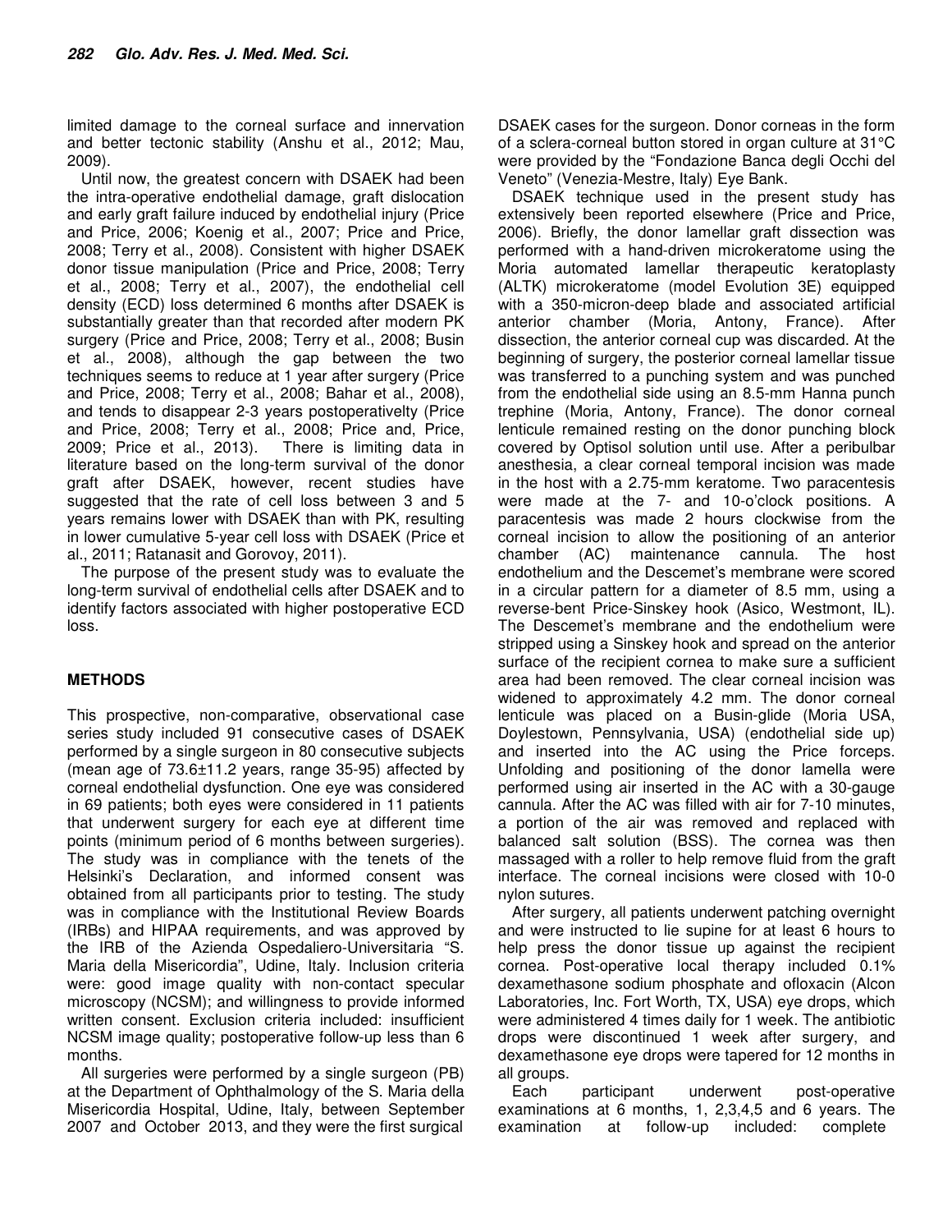limited damage to the corneal surface and innervation and better tectonic stability (Anshu et al., 2012; Mau, 2009).

Until now, the greatest concern with DSAEK had been the intra-operative endothelial damage, graft dislocation and early graft failure induced by endothelial injury (Price and Price, 2006; Koenig et al., 2007; Price and Price, 2008; Terry et al., 2008). Consistent with higher DSAEK donor tissue manipulation (Price and Price, 2008; Terry et al., 2008; Terry et al., 2007), the endothelial cell density (ECD) loss determined 6 months after DSAEK is substantially greater than that recorded after modern PK surgery (Price and Price, 2008; Terry et al., 2008; Busin et al., 2008), although the gap between the two techniques seems to reduce at 1 year after surgery (Price and Price, 2008; Terry et al., 2008; Bahar et al., 2008), and tends to disappear 2-3 years postoperativelty (Price and Price, 2008; Terry et al., 2008; Price and, Price, 2009; Price et al., 2013). There is limiting data in literature based on the long-term survival of the donor graft after DSAEK, however, recent studies have suggested that the rate of cell loss between 3 and 5 years remains lower with DSAEK than with PK, resulting in lower cumulative 5-year cell loss with DSAEK (Price et al., 2011; Ratanasit and Gorovoy, 2011).

The purpose of the present study was to evaluate the long-term survival of endothelial cells after DSAEK and to identify factors associated with higher postoperative ECD loss.

## METHODS

This prospective, non-comparative, observational case series study included 91 consecutive cases of DSAEK performed by a single surgeon in 80 consecutive subjects (mean age of 73.6±11.2 years, range 35-95) affected by corneal endothelial dysfunction. One eye was considered in 69 patients; both eyes were considered in 11 patients that underwent surgery for each eye at different time points (minimum period of 6 months between surgeries). The study was in compliance with the tenets of the Helsinki's Declaration, and informed consent was obtained from all participants prior to testing. The study was in compliance with the Institutional Review Boards (IRBs) and HIPAA requirements, and was approved by the IRB of the Azienda Ospedaliero-Universitaria "S. Maria della Misericordia", Udine, Italy. Inclusion criteria were: good image quality with non-contact specular microscopy (NCSM); and willingness to provide informed written consent. Exclusion criteria included: insufficient NCSM image quality; postoperative follow-up less than 6 months.

All surgeries were performed by a single surgeon (PB) at the Department of Ophthalmology of the S. Maria della Misericordia Hospital, Udine, Italy, between September 2007 and October 2013, and they were the first surgical DSAEK cases for the surgeon. Donor corneas in the form of a sclera-corneal button stored in organ culture at 31°C were provided by the "Fondazione Banca degli Occhi del Veneto" (Venezia-Mestre, Italy) Eye Bank.

DSAEK technique used in the present study has extensively been reported elsewhere (Price and Price, 2006). Briefly, the donor lamellar graft dissection was performed with a hand-driven microkeratome using the Moria automated lamellar therapeutic keratoplasty (ALTK) microkeratome (model Evolution 3E) equipped with a 350-micron-deep blade and associated artificial anterior chamber (Moria, Antony, France). After dissection, the anterior corneal cup was discarded. At the beginning of surgery, the posterior corneal lamellar tissue was transferred to a punching system and was punched from the endothelial side using an 8.5-mm Hanna punch trephine (Moria, Antony, France). The donor corneal lenticule remained resting on the donor punching block covered by Optisol solution until use. After a peribulbar anesthesia, a clear corneal temporal incision was made in the host with a 2.75-mm keratome. Two paracentesis were made at the 7- and 10-o'clock positions. A paracentesis was made 2 hours clockwise from the corneal incision to allow the positioning of an anterior chamber (AC) maintenance cannula. The host endothelium and the Descemet's membrane were scored in a circular pattern for a diameter of 8.5 mm, using a reverse-bent Price-Sinskey hook (Asico, Westmont, IL). The Descemet's membrane and the endothelium were stripped using a Sinskey hook and spread on the anterior surface of the recipient cornea to make sure a sufficient area had been removed. The clear corneal incision was widened to approximately 4.2 mm. The donor corneal lenticule was placed on a Busin-glide (Moria USA, Doylestown, Pennsylvania, USA) (endothelial side up) and inserted into the AC using the Price forceps. Unfolding and positioning of the donor lamella were performed using air inserted in the AC with a 30-gauge cannula. After the AC was filled with air for 7-10 minutes, a portion of the air was removed and replaced with balanced salt solution (BSS). The cornea was then massaged with a roller to help remove fluid from the graft interface. The corneal incisions were closed with 10-0 nylon sutures.

After surgery, all patients underwent patching overnight and were instructed to lie supine for at least 6 hours to help press the donor tissue up against the recipient cornea. Post-operative local therapy included 0.1% dexamethasone sodium phosphate and ofloxacin (Alcon Laboratories, Inc. Fort Worth, TX, USA) eye drops, which were administered 4 times daily for 1 week. The antibiotic drops were discontinued 1 week after surgery, and dexamethasone eye drops were tapered for 12 months in all groups.

Each participant underwent post-operative examinations at 6 months, 1, 2,3,4,5 and 6 years. The examination at follow-up included: complete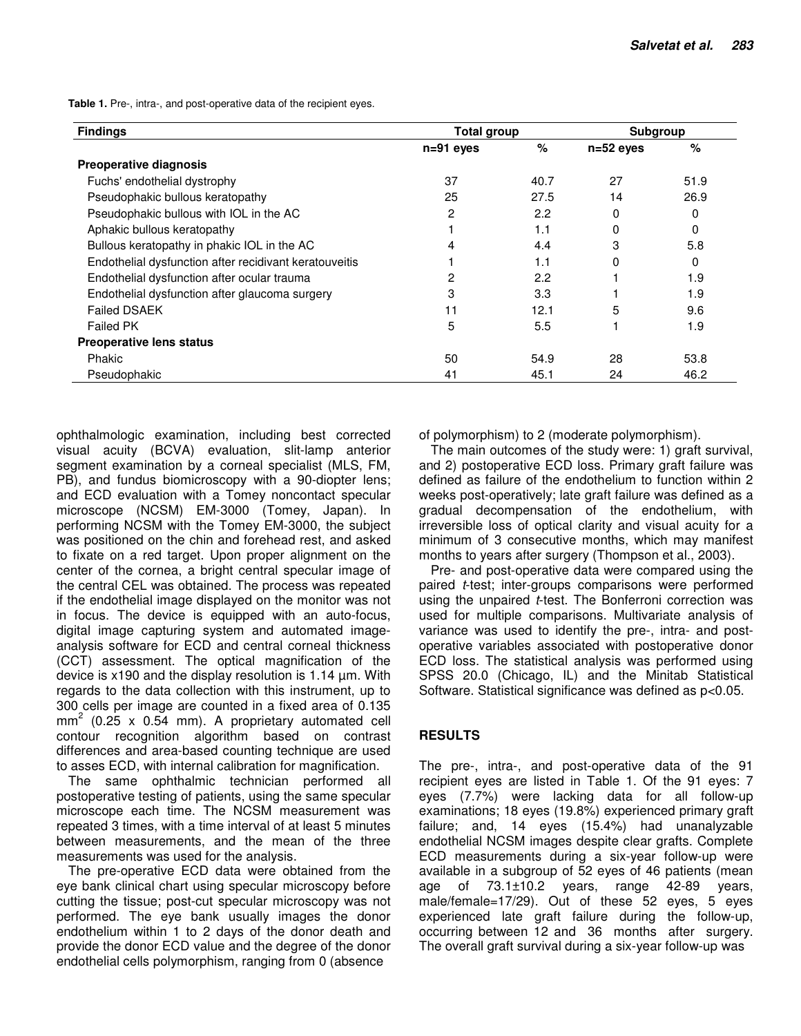**Table 1.** Pre-, intra-, and post-operative data of the recipient eyes.

| Findings | Total group | | Subgroup | |
|---|---|---|---|---|
| | n=91 eyes | % | n=52 eyes | % |
| **Preoperative diagnosis** | | | | |
| Fuchs' endothelial dystrophy | 37 | 40.7 | 27 | 51.9 |
| Pseudophakic bullous keratopathy | 25 | 27.5 | 14 | 26.9 |
| Pseudophakic bullous with IOL in the AC | 2 | 2.2 | 0 | 0 |
| Aphakic bullous keratopathy | 1 | 1.1 | 0 | 0 |
| Bullous keratopathy in phakic IOL in the AC | 4 | 4.4 | 3 | 5.8 |
| Endothelial dysfunction after recidivant keratouveitis | 1 | 1.1 | 0 | 0 |
| Endothelial dysfunction after ocular trauma | 2 | 2.2 | 1 | 1.9 |
| Endothelial dysfunction after glaucoma surgery | 3 | 3.3 | 1 | 1.9 |
| Failed DSAEK | 11 | 12.1 | 5 | 9.6 |
| Failed PK | 5 | 5.5 | 1 | 1.9 |
| **Preoperative lens status** | | | | |
| Phakic | 50 | 54.9 | 28 | 53.8 |
| Pseudophakic | 41 | 45.1 | 24 | 46.2 |

ophthalmologic examination, including best corrected visual acuity (BCVA) evaluation, slit-lamp anterior segment examination by a corneal specialist (MLS, FM, PB), and fundus biomicroscopy with a 90-diopter lens; and ECD evaluation with a Tomey noncontact specular microscope (NCSM) EM-3000 (Tomey, Japan). In performing NCSM with the Tomey EM-3000, the subject was positioned on the chin and forehead rest, and asked to fixate on a red target. Upon proper alignment on the center of the cornea, a bright central specular image of the central CEL was obtained. The process was repeated if the endothelial image displayed on the monitor was not in focus. The device is equipped with an auto-focus, digital image capturing system and automated image-analysis software for ECD and central corneal thickness (CCT) assessment. The optical magnification of the device is x190 and the display resolution is 1.14 µm. With regards to the data collection with this instrument, up to 300 cells per image are counted in a fixed area of 0.135 $mm^2$ (0.25 x 0.54 mm). A proprietary automated cell contour recognition algorithm based on contrast differences and area-based counting technique are used to asses ECD, with internal calibration for magnification.

The same ophthalmic technician performed all postoperative testing of patients, using the same specular microscope each time. The NCSM measurement was repeated 3 times, with a time interval of at least 5 minutes between measurements, and the mean of the three measurements was used for the analysis.

The pre-operative ECD data were obtained from the eye bank clinical chart using specular microscopy before cutting the tissue; post-cut specular microscopy was not performed. The eye bank usually images the donor endothelium within 1 to 2 days of the donor death and provide the donor ECD value and the degree of the donor endothelial cells polymorphism, ranging from 0 (absence of polymorphism) to 2 (moderate polymorphism).

The main outcomes of the study were: 1) graft survival, and 2) postoperative ECD loss. Primary graft failure was defined as failure of the endothelium to function within 2 weeks post-operatively; late graft failure was defined as a gradual decompensation of the endothelium, with irreversible loss of optical clarity and visual acuity for a minimum of 3 consecutive months, which may manifest months to years after surgery (Thompson et al., 2003).

Pre- and post-operative data were compared using the paired *t*-test; inter-groups comparisons were performed using the unpaired *t*-test. The Bonferroni correction was used for multiple comparisons. Multivariate analysis of variance was used to identify the pre-, intra- and post-operative variables associated with postoperative donor ECD loss. The statistical analysis was performed using SPSS 20.0 (Chicago, IL) and the Minitab Statistical Software. Statistical significance was defined as $p<0.05$.

## RESULTS

The pre-, intra-, and post-operative data of the 91 recipient eyes are listed in Table 1. Of the 91 eyes: 7 eyes (7.7%) were lacking data for all follow-up examinations; 18 eyes (19.8%) experienced primary graft failure; and, 14 eyes (15.4%) had unanalyzable endothelial NCSM images despite clear grafts. Complete ECD measurements during a six-year follow-up were available in a subgroup of 52 eyes of 46 patients (mean age of 73.1±10.2 years, range 42-89 years, male/female=17/29). Out of these 52 eyes, 5 eyes experienced late graft failure during the follow-up, occurring between 12 and 36 months after surgery. The overall graft survival during a six-year follow-up was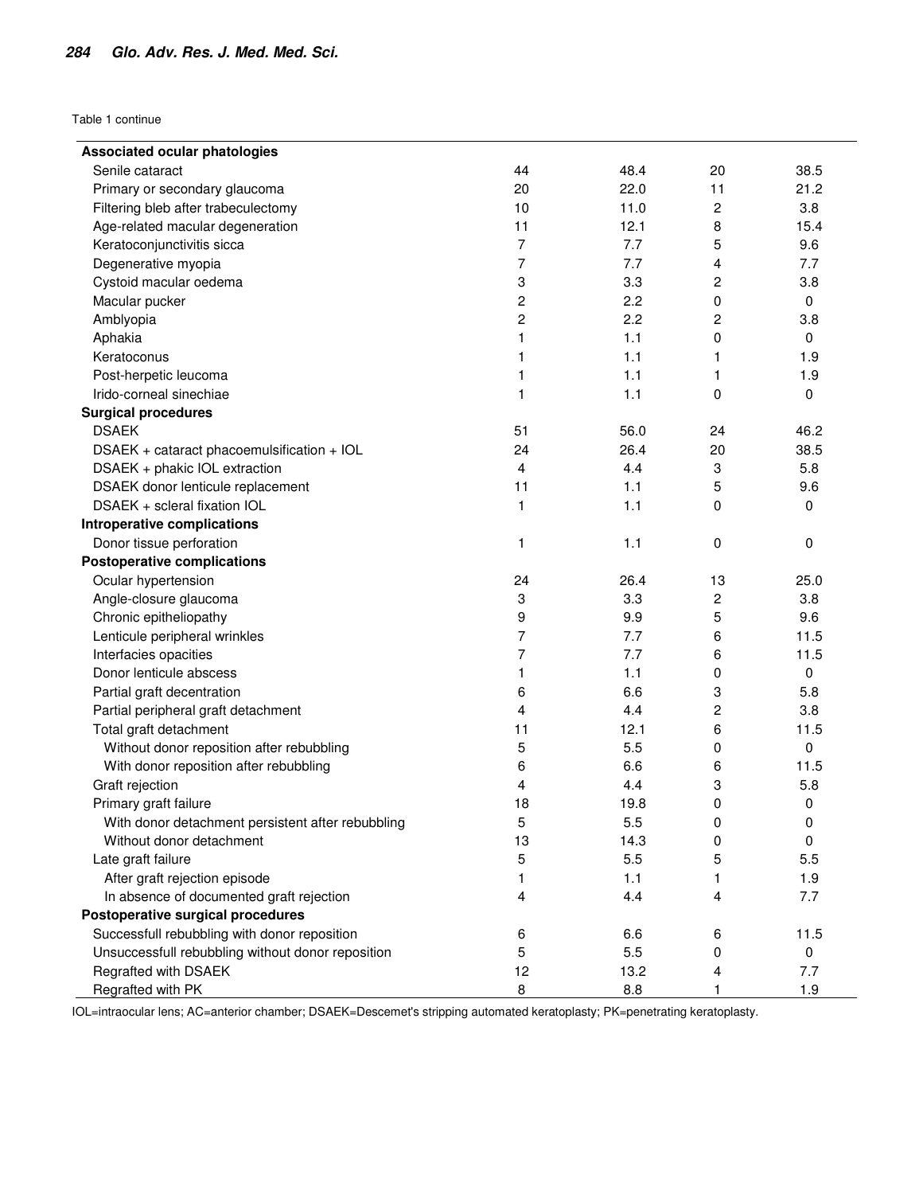Table 1 continue

| | | | | |
|---|---|---|---|---|
| **Associated ocular phatologies** | | | | |
| Senile cataract | 44 | 48.4 | 20 | 38.5 |
| Primary or secondary glaucoma | 20 | 22.0 | 11 | 21.2 |
| Filtering bleb after trabeculectomy | 10 | 11.0 | 2 | 3.8 |
| Age-related macular degeneration | 11 | 12.1 | 8 | 15.4 |
| Keratoconjunctivitis sicca | 7 | 7.7 | 5 | 9.6 |
| Degenerative myopia | 7 | 7.7 | 4 | 7.7 |
| Cystoid macular oedema | 3 | 3.3 | 2 | 3.8 |
| Macular pucker | 2 | 2.2 | 0 | 0 |
| Amblyopia | 2 | 2.2 | 2 | 3.8 |
| Aphakia | 1 | 1.1 | 0 | 0 |
| Keratoconus | 1 | 1.1 | 1 | 1.9 |
| Post-herpetic leucoma | 1 | 1.1 | 1 | 1.9 |
| Irido-corneal sinechiae | 1 | 1.1 | 0 | 0 |
| **Surgical procedures** | | | | |
| DSAEK | 51 | 56.0 | 24 | 46.2 |
| DSAEK + cataract phacoemulsification + IOL | 24 | 26.4 | 20 | 38.5 |
| DSAEK + phakic IOL extraction | 4 | 4.4 | 3 | 5.8 |
| DSAEK donor lenticule replacement | 11 | 1.1 | 5 | 9.6 |
| DSAEK + scleral fixation IOL | 1 | 1.1 | 0 | 0 |
| **Intraperative complications** | | | | |
| Donor tissue perforation | 1 | 1.1 | 0 | 0 |
| **Postoperative complications** | | | | |
| Ocular hypertension | 24 | 26.4 | 13 | 25.0 |
| Angle-closure glaucoma | 3 | 3.3 | 2 | 3.8 |
| Chronic epitheliopathy | 9 | 9.9 | 5 | 9.6 |
| Lenticule peripheral wrinkles | 7 | 7.7 | 6 | 11.5 |
| Interfacies opacities | 7 | 7.7 | 6 | 11.5 |
| Donor lenticule abscess | 1 | 1.1 | 0 | 0 |
| Partial graft decentration | 6 | 6.6 | 3 | 5.8 |
| Partial peripheral graft detachment | 4 | 4.4 | 2 | 3.8 |
| Total graft detachment | 11 | 12.1 | 6 | 11.5 |
| Without donor reposition after rebubbling | 5 | 5.5 | 0 | 0 |
| With donor reposition after rebubbling | 6 | 6.6 | 6 | 11.5 |
| Graft rejection | 4 | 4.4 | 3 | 5.8 |
| Primary graft failure | 18 | 19.8 | 0 | 0 |
| With donor detachment persistent after rebubbling | 5 | 5.5 | 0 | 0 |
| Without donor detachment | 13 | 14.3 | 0 | 0 |
| Late graft failure | 5 | 5.5 | 5 | 5.5 |
| After graft rejection episode | 1 | 1.1 | 1 | 1.9 |
| In absence of documented graft rejection | 4 | 4.4 | 4 | 7.7 |
| **Postoperative surgical procedures** | | | | |
| Successfull rebubbling with donor reposition | 6 | 6.6 | 6 | 11.5 |
| Unsuccessfull rebubbling without donor reposition | 5 | 5.5 | 0 | 0 |
| Regrafted with DSAEK | 12 | 13.2 | 4 | 7.7 |
| Regrafted with PK | 8 | 8.8 | 1 | 1.9 |

IOL=intraocular lens; AC=anterior chamber; DSAEK=Descemet's stripping automated keratoplasty; PK=penetrating keratoplasty.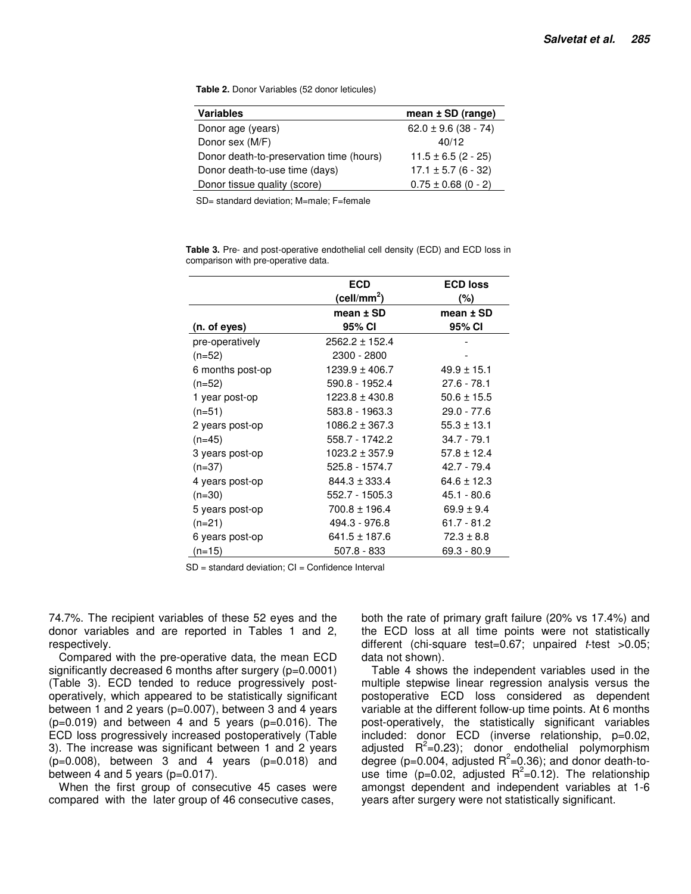**Table 2.** Donor Variables (52 donor leticules)

| Variables | mean ± SD (range) |
|---|---|
| Donor age (years) | 62.0 ± 9.6 (38 - 74) |
| Donor sex (M/F) | 40/12 |
| Donor death-to-preservation time (hours) | 11.5 ± 6.5 (2 - 25) |
| Donor death-to-use time (days) | 17.1 ± 5.7 (6 - 32) |
| Donor tissue quality (score) | 0.75 ± 0.68 (0 - 2) |

SD= standard deviation; M=male; F=female

**Table 3.** Pre- and post-operative endothelial cell density (ECD) and ECD loss in comparison with pre-operative data.

| | ECD ($cell/mm^2$) | ECD loss (%) |
|---|---|---|
| (n. of eyes) | mean ± SD 95% CI | mean ± SD 95% CI |
| pre-operatively | 2562.2 ± 152.4 | - |
| (n=52) | 2300 - 2800 | - |
| 6 months post-op | 1239.9 ± 406.7 | 49.9 ± 15.1 |
| (n=52) | 590.8 - 1952.4 | 27.6 - 78.1 |
| 1 year post-op | 1223.8 ± 430.8 | 50.6 ± 15.5 |
| (n=51) | 583.8 - 1963.3 | 29.0 - 77.6 |
| 2 years post-op | 1086.2 ± 367.3 | 55.3 ± 13.1 |
| (n=45) | 558.7 - 1742.2 | 34.7 - 79.1 |
| 3 years post-op | 1023.2 ± 357.9 | 57.8 ± 12.4 |
| (n=37) | 525.8 - 1574.7 | 42.7 - 79.4 |
| 4 years post-op | 844.3 ± 333.4 | 64.6 ± 12.3 |
| (n=30) | 552.7 - 1505.3 | 45.1 - 80.6 |
| 5 years post-op | 700.8 ± 196.4 | 69.9 ± 9.4 |
| (n=21) | 494.3 - 976.8 | 61.7 - 81.2 |
| 6 years post-op | 641.5 ± 187.6 | 72.3 ± 8.8 |
| (n=15) | 507.8 - 833 | 69.3 - 80.9 |

SD = standard deviation; CI = Confidence Interval

74.7%. The recipient variables of these 52 eyes and the donor variables and are reported in Tables 1 and 2, respectively.

Compared with the pre-operative data, the mean ECD significantly decreased 6 months after surgery (p=0.0001) (Table 3). ECD tended to reduce progressively post-operatively, which appeared to be statistically significant between 1 and 2 years (p=0.007), between 3 and 4 years (p=0.019) and between 4 and 5 years (p=0.016). The ECD loss progressively increased postoperatively (Table 3). The increase was significant between 1 and 2 years (p=0.008), between 3 and 4 years (p=0.018) and between 4 and 5 years (p=0.017).

When the first group of consecutive 45 cases were compared with the later group of 46 consecutive cases, both the rate of primary graft failure (20% vs 17.4%) and the ECD loss at all time points were not statistically different (chi-square test=0.67; unpaired *t*-test >0.05; data not shown).

Table 4 shows the independent variables used in the multiple stepwise linear regression analysis versus the postoperative ECD loss considered as dependent variable at the different follow-up time points. At 6 months post-operatively, the statistically significant variables included: donor ECD (inverse relationship, p=0.02, adjusted $R^2$=0.23); donor endothelial polymorphism degree (p=0.004, adjusted $R^2$=0.36); and donor death-to-use time (p=0.02, adjusted $R^2$=0.12). The relationship amongst dependent and independent variables at 1-6 years after surgery were not statistically significant.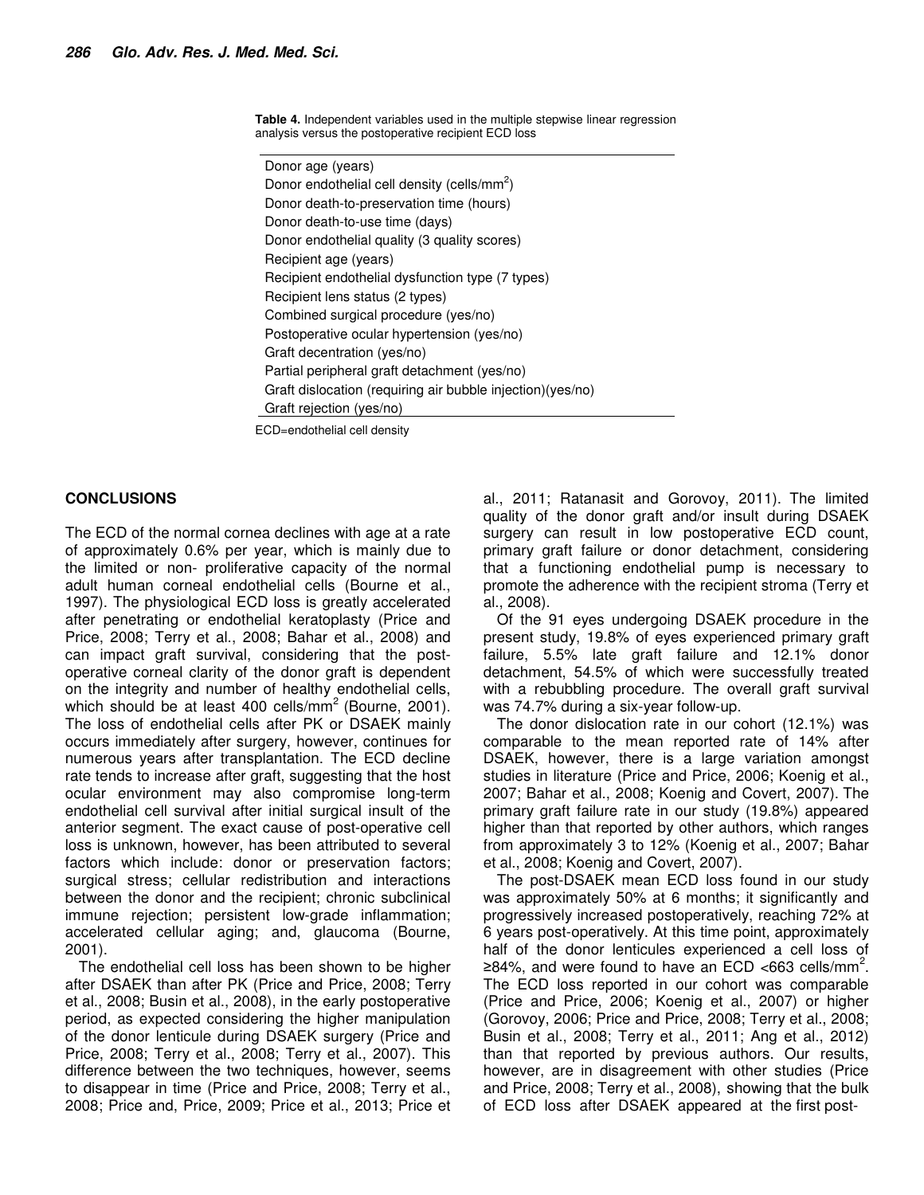**Table 4.** Independent variables used in the multiple stepwise linear regression analysis versus the postoperative recipient ECD loss

| |
|---|
| Donor age (years) |
| Donor endothelial cell density (cells/mm$^2$) |
| Donor death-to-preservation time (hours) |
| Donor death-to-use time (days) |
| Donor endothelial quality (3 quality scores) |
| Recipient age (years) |
| Recipient endothelial dysfunction type (7 types) |
| Recipient lens status (2 types) |
| Combined surgical procedure (yes/no) |
| Postoperative ocular hypertension (yes/no) |
| Graft decentration (yes/no) |
| Partial peripheral graft detachment (yes/no) |
| Graft dislocation (requiring air bubble injection)(yes/no) |
| Graft rejection (yes/no) |

ECD=endothelial cell density

## CONCLUSIONS

The ECD of the normal cornea declines with age at a rate of approximately 0.6% per year, which is mainly due to the limited or non- proliferative capacity of the normal adult human corneal endothelial cells (Bourne et al., 1997). The physiological ECD loss is greatly accelerated after penetrating or endothelial keratoplasty (Price and Price, 2008; Terry et al., 2008; Bahar et al., 2008) and can impact graft survival, considering that the post-operative corneal clarity of the donor graft is dependent on the integrity and number of healthy endothelial cells, which should be at least 400 cells/mm$^2$ (Bourne, 2001). The loss of endothelial cells after PK or DSAEK mainly occurs immediately after surgery, however, continues for numerous years after transplantation. The ECD decline rate tends to increase after graft, suggesting that the host ocular environment may also compromise long-term endothelial cell survival after initial surgical insult of the anterior segment. The exact cause of post-operative cell loss is unknown, however, has been attributed to several factors which include: donor or preservation factors; surgical stress; cellular redistribution and interactions between the donor and the recipient; chronic subclinical immune rejection; persistent low-grade inflammation; accelerated cellular aging; and, glaucoma (Bourne, 2001).

The endothelial cell loss has been shown to be higher after DSAEK than after PK (Price and Price, 2008; Terry et al., 2008; Busin et al., 2008), in the early postoperative period, as expected considering the higher manipulation of the donor lenticule during DSAEK surgery (Price and Price, 2008; Terry et al., 2008; Terry et al., 2007). This difference between the two techniques, however, seems to disappear in time (Price and Price, 2008; Terry et al., 2008; Price and, Price, 2009; Price et al., 2013; Price et al., 2011; Ratanasit and Gorovoy, 2011). The limited quality of the donor graft and/or insult during DSAEK surgery can result in low postoperative ECD count, primary graft failure or donor detachment, considering that a functioning endothelial pump is necessary to promote the adherence with the recipient stroma (Terry et al., 2008).

Of the 91 eyes undergoing DSAEK procedure in the present study, 19.8% of eyes experienced primary graft failure, 5.5% late graft failure and 12.1% donor detachment, 54.5% of which were successfully treated with a rebubbling procedure. The overall graft survival was 74.7% during a six-year follow-up.

The donor dislocation rate in our cohort (12.1%) was comparable to the mean reported rate of 14% after DSAEK, however, there is a large variation amongst studies in literature (Price and Price, 2006; Koenig et al., 2007; Bahar et al., 2008; Koenig and Covert, 2007). The primary graft failure rate in our study (19.8%) appeared higher than that reported by other authors, which ranges from approximately 3 to 12% (Koenig et al., 2007; Bahar et al., 2008; Koenig and Covert, 2007).

The post-DSAEK mean ECD loss found in our study was approximately 50% at 6 months; it significantly and progressively increased postoperatively, reaching 72% at 6 years post-operatively. At this time point, approximately half of the donor lenticules experienced a cell loss of ≥84%, and were found to have an ECD <663 cells/mm$^2$. The ECD loss reported in our cohort was comparable (Price and Price, 2006; Koenig et al., 2007) or higher (Gorovoy, 2006; Price and Price, 2008; Terry et al., 2008; Busin et al., 2008; Terry et al., 2011; Ang et al., 2012) than that reported by previous authors. Our results, however, are in disagreement with other studies (Price and Price, 2008; Terry et al., 2008), showing that the bulk of ECD loss after DSAEK appeared at the first post-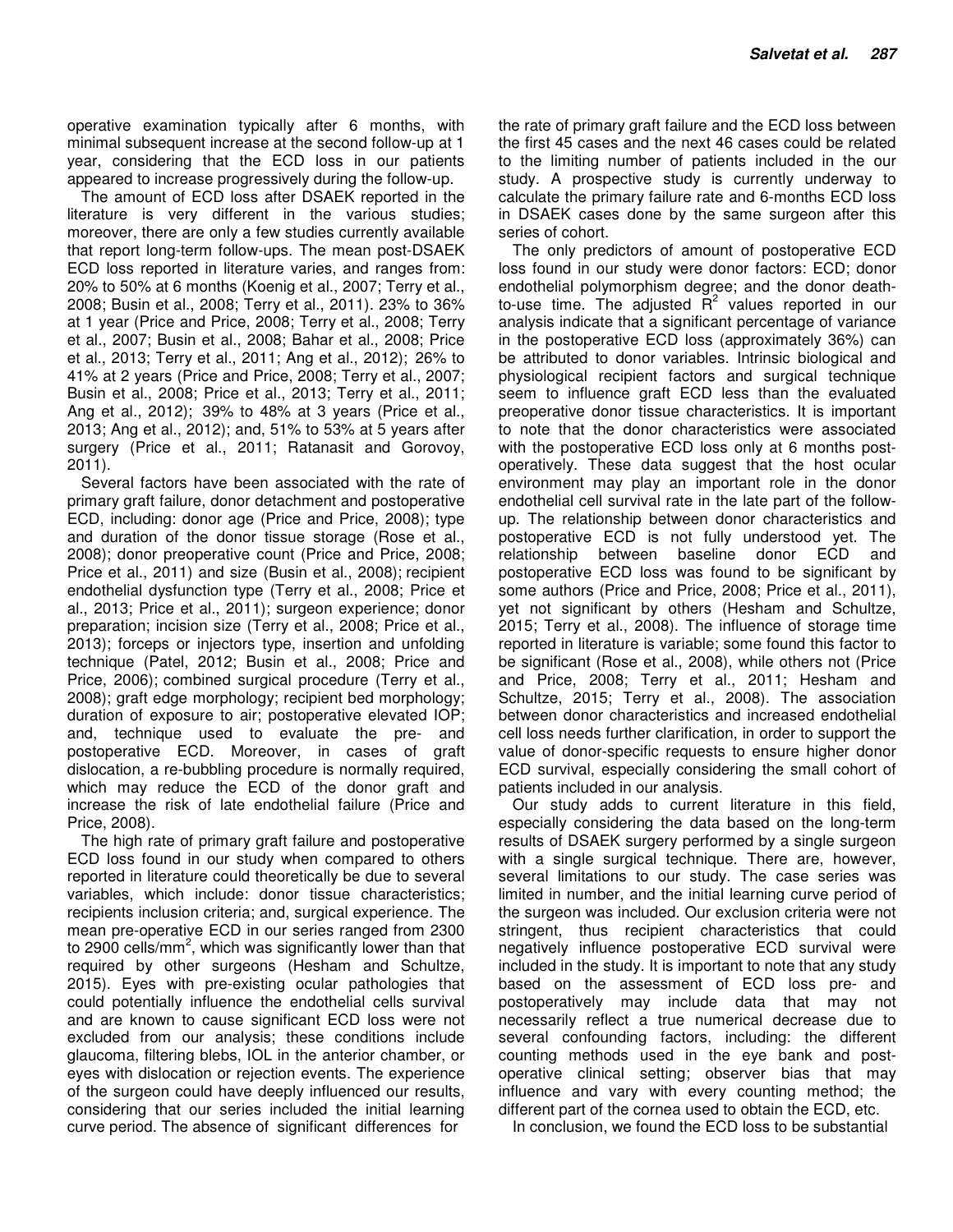operative examination typically after 6 months, with minimal subsequent increase at the second follow-up at 1 year, considering that the ECD loss in our patients appeared to increase progressively during the follow-up.

The amount of ECD loss after DSAEK reported in the literature is very different in the various studies; moreover, there are only a few studies currently available that report long-term follow-ups. The mean post-DSAEK ECD loss reported in literature varies, and ranges from: 20% to 50% at 6 months (Koenig et al., 2007; Terry et al., 2008; Busin et al., 2008; Terry et al., 2011). 23% to 36% at 1 year (Price and Price, 2008; Terry et al., 2008; Terry et al., 2007; Busin et al., 2008; Bahar et al., 2008; Price et al., 2013; Terry et al., 2011; Ang et al., 2012); 26% to 41% at 2 years (Price and Price, 2008; Terry et al., 2007; Busin et al., 2008; Price et al., 2013; Terry et al., 2011; Ang et al., 2012); 39% to 48% at 3 years (Price et al., 2013; Ang et al., 2012); and, 51% to 53% at 5 years after surgery (Price et al., 2011; Ratanasit and Gorovoy, 2011).

Several factors have been associated with the rate of primary graft failure, donor detachment and postoperative ECD, including: donor age (Price and Price, 2008); type and duration of the donor tissue storage (Rose et al., 2008); donor preoperative count (Price and Price, 2008; Price et al., 2011) and size (Busin et al., 2008); recipient endothelial dysfunction type (Terry et al., 2008; Price et al., 2013; Price et al., 2011); surgeon experience; donor preparation; incision size (Terry et al., 2008; Price et al., 2013); forceps or injectors type, insertion and unfolding technique (Patel, 2012; Busin et al., 2008; Price and Price, 2006); combined surgical procedure (Terry et al., 2008); graft edge morphology; recipient bed morphology; duration of exposure to air; postoperative elevated IOP; and, technique used to evaluate the pre- and postoperative ECD. Moreover, in cases of graft dislocation, a re-bubbling procedure is normally required, which may reduce the ECD of the donor graft and increase the risk of late endothelial failure (Price and Price, 2008).

The high rate of primary graft failure and postoperative ECD loss found in our study when compared to others reported in literature could theoretically be due to several variables, which include: donor tissue characteristics; recipients inclusion criteria; and, surgical experience. The mean pre-operative ECD in our series ranged from 2300 to 2900 cells/mm$^2$, which was significantly lower than that required by other surgeons (Hesham and Schultze, 2015). Eyes with pre-existing ocular pathologies that could potentially influence the endothelial cells survival and are known to cause significant ECD loss were not excluded from our analysis; these conditions include glaucoma, filtering blebs, IOL in the anterior chamber, or eyes with dislocation or rejection events. The experience of the surgeon could have deeply influenced our results, considering that our series included the initial learning curve period. The absence of significant differences for the rate of primary graft failure and the ECD loss between the first 45 cases and the next 46 cases could be related to the limiting number of patients included in the our study. A prospective study is currently underway to calculate the primary failure rate and 6-months ECD loss in DSAEK cases done by the same surgeon after this series of cohort.

The only predictors of amount of postoperative ECD loss found in our study were donor factors: ECD; donor endothelial polymorphism degree; and the donor death-to-use time. The adjusted $R^2$ values reported in our analysis indicate that a significant percentage of variance in the postoperative ECD loss (approximately 36%) can be attributed to donor variables. Intrinsic biological and physiological recipient factors and surgical technique seem to influence graft ECD less than the evaluated preoperative donor tissue characteristics. It is important to note that the donor characteristics were associated with the postoperative ECD loss only at 6 months post-operatively. These data suggest that the host ocular environment may play an important role in the donor endothelial cell survival rate in the late part of the follow-up. The relationship between donor characteristics and postoperative ECD is not fully understood yet. The relationship between baseline donor ECD and postoperative ECD loss was found to be significant by some authors (Price and Price, 2008; Price et al., 2011), yet not significant by others (Hesham and Schultze, 2015; Terry et al., 2008). The influence of storage time reported in literature is variable; some found this factor to be significant (Rose et al., 2008), while others not (Price and Price, 2008; Terry et al., 2011; Hesham and Schultze, 2015; Terry et al., 2008). The association between donor characteristics and increased endothelial cell loss needs further clarification, in order to support the value of donor-specific requests to ensure higher donor ECD survival, especially considering the small cohort of patients included in our analysis.

Our study adds to current literature in this field, especially considering the data based on the long-term results of DSAEK surgery performed by a single surgeon with a single surgical technique. There are, however, several limitations to our study. The case series was limited in number, and the initial learning curve period of the surgeon was included. Our exclusion criteria were not stringent, thus recipient characteristics that could negatively influence postoperative ECD survival were included in the study. It is important to note that any study based on the assessment of ECD loss pre- and postoperatively may include data that may not necessarily reflect a true numerical decrease due to several confounding factors, including: the different counting methods used in the eye bank and post-operative clinical setting; observer bias that may influence and vary with every counting method; the different part of the cornea used to obtain the ECD, etc.

In conclusion, we found the ECD loss to be substantial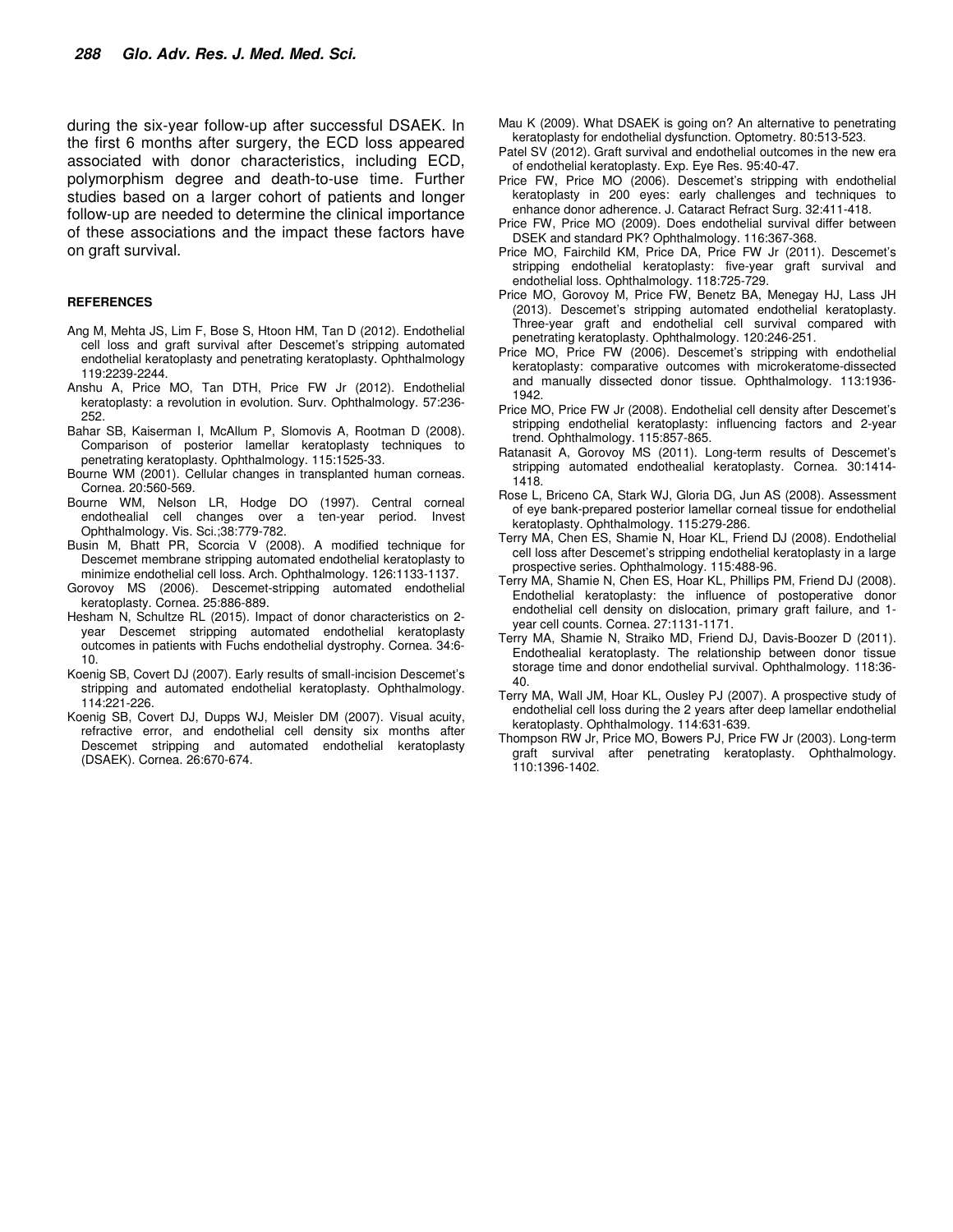during the six-year follow-up after successful DSAEK. In the first 6 months after surgery, the ECD loss appeared associated with donor characteristics, including ECD, polymorphism degree and death-to-use time. Further studies based on a larger cohort of patients and longer follow-up are needed to determine the clinical importance of these associations and the impact these factors have on graft survival.

## REFERENCES

Ang M, Mehta JS, Lim F, Bose S, Htoon HM, Tan D (2012). Endothelial cell loss and graft survival after Descemet's stripping automated endothelial keratoplasty and penetrating keratoplasty. Ophthalmology 119:2239-2244.

Anshu A, Price MO, Tan DTH, Price FW Jr (2012). Endothelial keratoplasty: a revolution in evolution. Surv. Ophthalmology. 57:236-252.

Bahar SB, Kaiserman I, McAllum P, Slomovis A, Rootman D (2008). Comparison of posterior lamellar keratoplasty techniques to penetrating keratoplasty. Ophthalmology. 115:1525-33.

Bourne WM (2001). Cellular changes in transplanted human corneas. Cornea. 20:560-569.

Bourne WM, Nelson LR, Hodge DO (1997). Central corneal endothealial cell changes over a ten-year period. Invest Ophthalmology. Vis. Sci.;38:779-782.

Busin M, Bhatt PR, Scorcia V (2008). A modified technique for Descemet membrane stripping automated endothelial keratoplasty to minimize endothelial cell loss. Arch. Ophthalmology. 126:1133-1137.

Gorovoy MS (2006). Descemet-stripping automated endothelial keratoplasty. Cornea. 25:886-889.

Hesham N, Schultze RL (2015). Impact of donor characteristics on 2-year Descemet stripping automated endothelial keratoplasty outcomes in patients with Fuchs endothelial dystrophy. Cornea. 34:6-10.

Koenig SB, Covert DJ (2007). Early results of small-incision Descemet's stripping and automated endothelial keratoplasty. Ophthalmology. 114:221-226.

Koenig SB, Covert DJ, Dupps WJ, Meisler DM (2007). Visual acuity, refractive error, and endothelial cell density six months after Descemet stripping and automated endothelial keratoplasty (DSAEK). Cornea. 26:670-674.

Mau K (2009). What DSAEK is going on? An alternative to penetrating keratoplasty for endothelial dysfunction. Optometry. 80:513-523.

Patel SV (2012). Graft survival and endothelial outcomes in the new era of endothelial keratoplasty. Exp. Eye Res. 95:40-47.

Price FW, Price MO (2006). Descemet's stripping with endothelial keratoplasty in 200 eyes: early challenges and techniques to enhance donor adherence. J. Cataract Refract Surg. 32:411-418.

Price FW, Price MO (2009). Does endothelial survival differ between DSEK and standard PK? Ophthalmology. 116:367-368.

Price MO, Fairchild KM, Price DA, Price FW Jr (2011). Descemet's stripping endothelial keratoplasty: five-year graft survival and endothelial loss. Ophthalmology. 118:725-729.

Price MO, Gorovoy M, Price FW, Benetz BA, Menegay HJ, Lass JH (2013). Descemet's stripping automated endothelial keratoplasty. Three-year graft and endothelial cell survival compared with penetrating keratoplasty. Ophthalmology. 120:246-251.

Price MO, Price FW (2006). Descemet's stripping with endothelial keratoplasty: comparative outcomes with microkeratome-dissected and manually dissected donor tissue. Ophthalmology. 113:1936-1942.

Price MO, Price FW Jr (2008). Endothelial cell density after Descemet's stripping endothelial keratoplasty: influencing factors and 2-year trend. Ophthalmology. 115:857-865.

Ratanasit A, Gorovoy MS (2011). Long-term results of Descemet's stripping automated endothealial keratoplasty. Cornea. 30:1414-1418.

Rose L, Briceno CA, Stark WJ, Gloria DG, Jun AS (2008). Assessment of eye bank-prepared posterior lamellar corneal tissue for endothelial keratoplasty. Ophthalmology. 115:279-286.

Terry MA, Chen ES, Shamie N, Hoar KL, Friend DJ (2008). Endothelial cell loss after Descemet's stripping endothelial keratoplasty in a large prospective series. Ophthalmology. 115:488-96.

Terry MA, Shamie N, Chen ES, Hoar KL, Phillips PM, Friend DJ (2008). Endothelial keratoplasty: the influence of postoperative donor endothelial cell density on dislocation, primary graft failure, and 1-year cell counts. Cornea. 27:1131-1171.

Terry MA, Shamie N, Straiko MD, Friend DJ, Davis-Boozer D (2011). Endothealial keratoplasty. The relationship between donor tissue storage time and donor endothelial survival. Ophthalmology. 118:36-40.

Terry MA, Wall JM, Hoar KL, Ousley PJ (2007). A prospective study of endothelial cell loss during the 2 years after deep lamellar endothelial keratoplasty. Ophthalmology. 114:631-639.

Thompson RW Jr, Price MO, Bowers PJ, Price FW Jr (2003). Long-term graft survival after penetrating keratoplasty. Ophthalmology. 110:1396-1402.